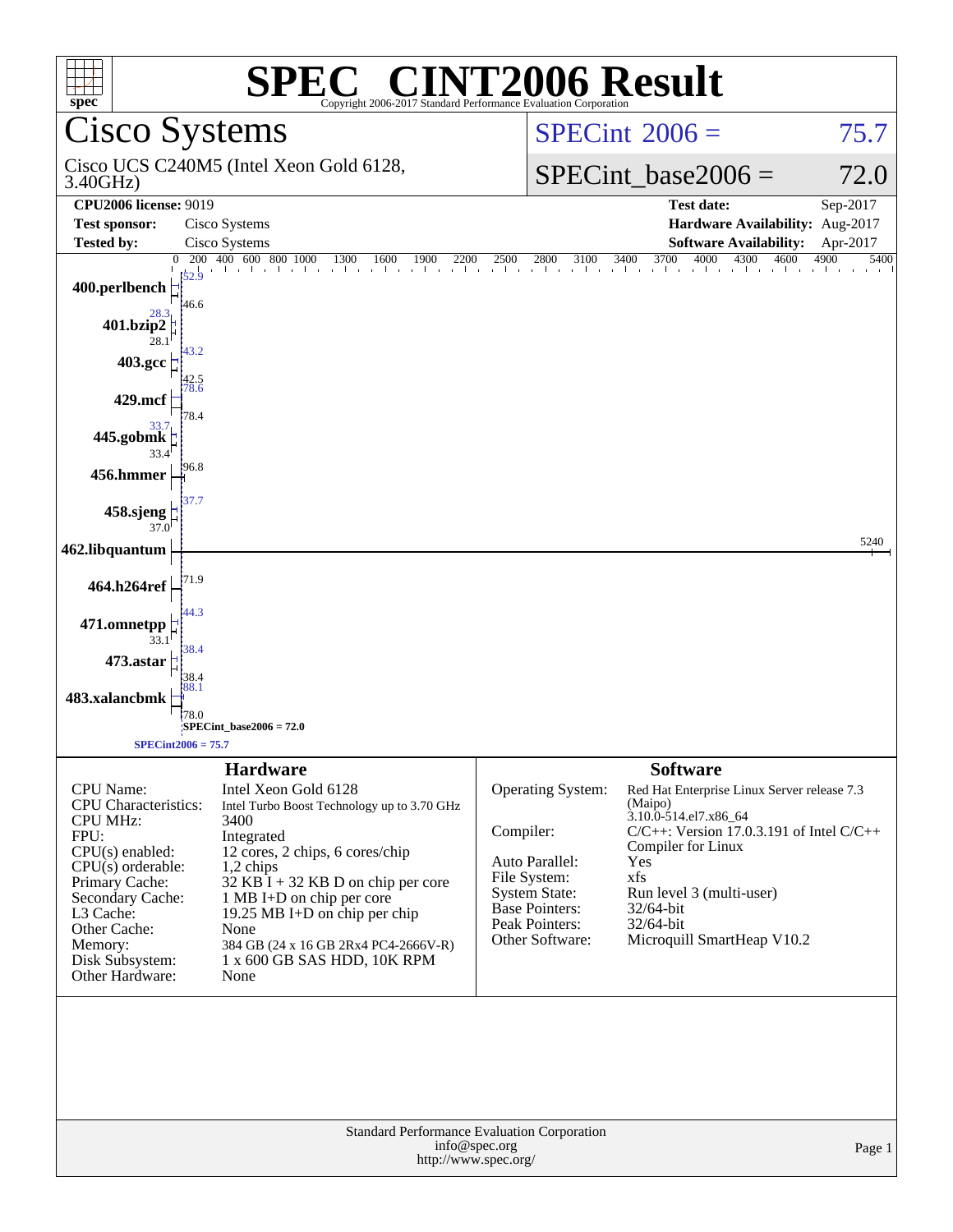# SPEC® CINT2006 Result

Copyright 2006-2017 Standard Performance Evaluation Corporation

## Cisco Systems

Cisco UCS C240M5 (Intel Xeon Gold 6128, 3.40GHz)

SPECint 2006 = 75.7

SPECint_base2006 = 72.0

| | | | |
|---|---|---|---|
| **CPU2006 license:** 9019 | | **Test date:** | Sep-2017 |
| **Test sponsor:** | Cisco Systems | **Hardware Availability:** | Aug-2017 |
| **Tested by:** | Cisco Systems | **Software Availability:** | Apr-2017 |

| Benchmark | Peak | Base |
|---|---|---|
| 400.perlbench | 52.9 | 46.6 |
| 401.bzip2 | 28.3 | 28.1 |
| 403.gcc | 43.2 | 42.5 |
| 429.mcf | 78.6 | 78.4 |
| 445.gobmk | 33.7 | 33.4 |
| 456.hmmer | 96.8 | |
| 458.sjeng | 37.7 | 37.0 |
| 462.libquantum | 5240 | |
| 464.h264ref | 71.9 | |
| 471.omnetpp | 44.3 | 33.1 |
| 473.astar | 38.4 | 38.4 |
| 483.xalancbmk | 88.1 | 78.0 |

SPECint_base2006 = 72.0

SPECint2006 = 75.7

### Hardware

| | |
|---|---|
| CPU Name: | Intel Xeon Gold 6128 |
| CPU Characteristics: | Intel Turbo Boost Technology up to 3.70 GHz |
| CPU MHz: | 3400 |
| FPU: | Integrated |
| CPU(s) enabled: | 12 cores, 2 chips, 6 cores/chip |
| CPU(s) orderable: | 1,2 chips |
| Primary Cache: | 32 KB I + 32 KB D on chip per core |
| Secondary Cache: | 1 MB I+D on chip per core |
| L3 Cache: | 19.25 MB I+D on chip per chip |
| Other Cache: | None |
| Memory: | 384 GB (24 x 16 GB 2Rx4 PC4-2666V-R) |
| Disk Subsystem: | 1 x 600 GB SAS HDD, 10K RPM |
| Other Hardware: | None |

### Software

| | |
|---|---|
| Operating System: | Red Hat Enterprise Linux Server release 7.3 (Maipo) 3.10.0-514.el7.x86_64 |
| Compiler: | C/C++: Version 17.0.3.191 of Intel C/C++ Compiler for Linux |
| Auto Parallel: | Yes |
| File System: | xfs |
| System State: | Run level 3 (multi-user) |
| Base Pointers: | 32/64-bit |
| Peak Pointers: | 32/64-bit |
| Other Software: | Microquill SmartHeap V10.2 |

Standard Performance Evaluation Corporation
info@spec.org
http://www.spec.org/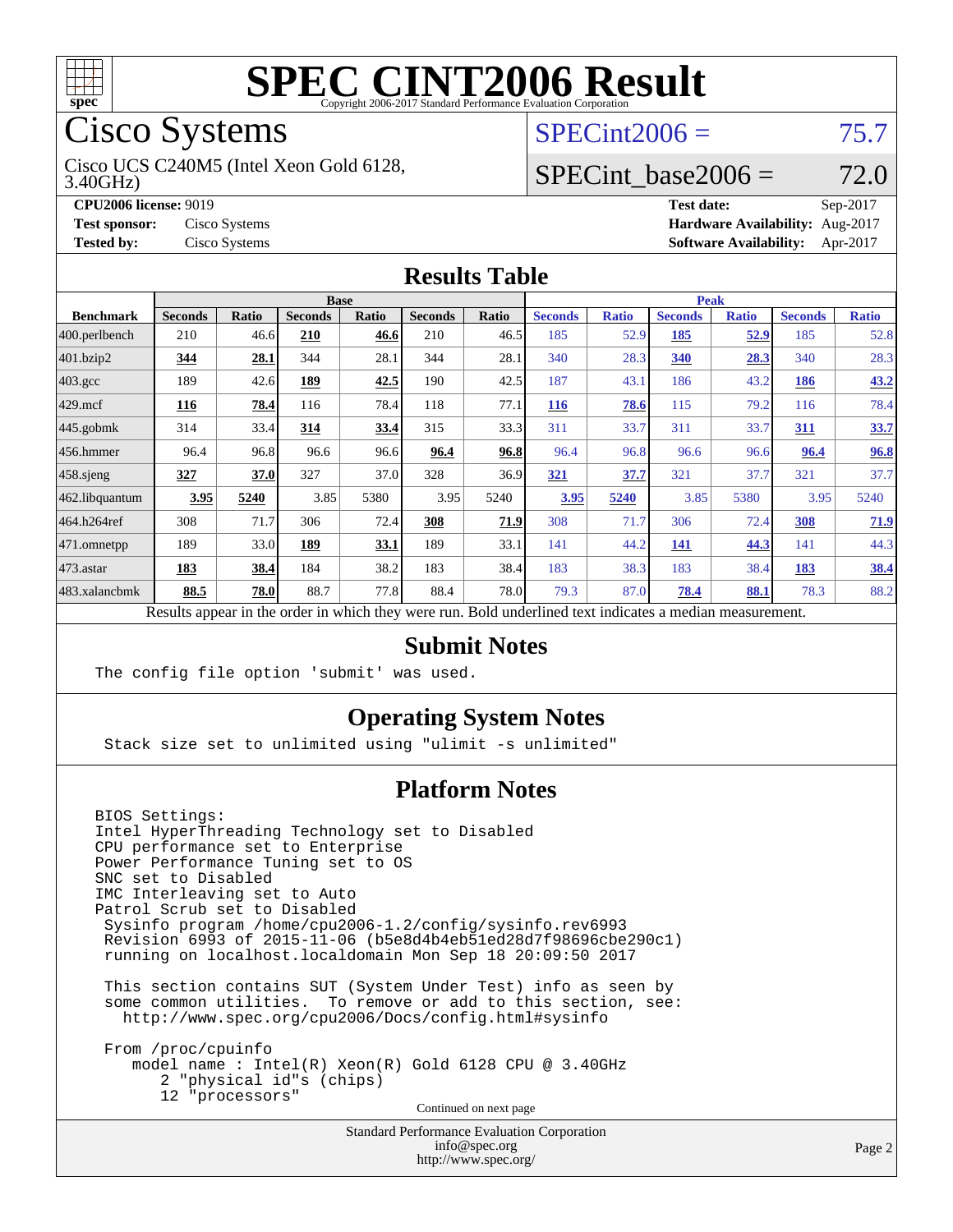# SPEC CINT2006 Result

Copyright 2006-2017 Standard Performance Evaluation Corporation

## Cisco Systems

Cisco UCS C240M5 (Intel Xeon Gold 6128, 3.40GHz)

SPECint2006 = 75.7

SPECint_base2006 = 72.0

**CPU2006 license:** 9019
**Test sponsor:** Cisco Systems
**Tested by:** Cisco Systems

**Test date:** Sep-2017
**Hardware Availability:** Aug-2017
**Software Availability:** Apr-2017

## Results Table

| Benchmark | Base | | | | | | Peak | | | | | |
|---|---|---|---|---|---|---|---|---|---|---|---|---|
| | Seconds | Ratio | Seconds | Ratio | Seconds | Ratio | Seconds | Ratio | Seconds | Ratio | Seconds | Ratio |
| 400.perlbench | 210 | 46.6 | **210** | **46.6** | 210 | 46.5 | 185 | 52.9 | **185** | **52.9** | 185 | 52.8 |
| 401.bzip2 | **344** | **28.1** | 344 | 28.1 | 344 | 28.1 | 340 | 28.3 | **340** | **28.3** | 340 | 28.3 |
| 403.gcc | 189 | 42.6 | **189** | **42.5** | 190 | 42.5 | 187 | 43.1 | 186 | 43.2 | **186** | **43.2** |
| 429.mcf | **116** | **78.4** | 116 | 78.4 | 118 | 77.1 | **116** | **78.6** | 115 | 79.2 | 116 | 78.4 |
| 445.gobmk | 314 | 33.4 | **314** | **33.4** | 315 | 33.3 | 311 | 33.7 | 311 | 33.7 | **311** | **33.7** |
| 456.hmmer | 96.4 | 96.8 | 96.6 | 96.6 | **96.4** | **96.8** | 96.4 | 96.8 | 96.6 | 96.6 | **96.4** | **96.8** |
| 458.sjeng | **327** | **37.0** | 327 | 37.0 | 328 | 36.9 | **321** | **37.7** | 321 | 37.7 | 321 | 37.7 |
| 462.libquantum | **3.95** | **5240** | 3.85 | 5380 | 3.95 | 5240 | **3.95** | **5240** | 3.85 | 5380 | 3.95 | 5240 |
| 464.h264ref | 308 | 71.7 | 306 | 72.4 | **308** | **71.9** | 308 | 71.7 | 306 | 72.4 | **308** | **71.9** |
| 471.omnetpp | 189 | 33.0 | **189** | **33.1** | 189 | 33.1 | 141 | 44.2 | **141** | **44.3** | 141 | 44.3 |
| 473.astar | **183** | **38.4** | 184 | 38.2 | 183 | 38.4 | 183 | 38.3 | 183 | 38.4 | **183** | **38.4** |
| 483.xalancbmk | **88.5** | **78.0** | 88.7 | 77.8 | 88.4 | 78.0 | 79.3 | 87.0 | **78.4** | **88.1** | 78.3 | 88.2 |

Results appear in the order in which they were run. Bold underlined text indicates a median measurement.

## Submit Notes

```
The config file option 'submit' was used.
```

## Operating System Notes

```
Stack size set to unlimited using "ulimit -s unlimited"
```

## Platform Notes

```
BIOS Settings:
Intel HyperThreading Technology set to Disabled
CPU performance set to Enterprise
Power Performance Tuning set to OS
SNC set to Disabled
IMC Interleaving set to Auto
Patrol Scrub set to Disabled
 Sysinfo program /home/cpu2006-1.2/config/sysinfo.rev6993
 Revision 6993 of 2015-11-06 (b5e8d4b4eb51ed28d7f98696cbe290c1)
 running on localhost.localdomain Mon Sep 18 20:09:50 2017

 This section contains SUT (System Under Test) info as seen by
 some common utilities.  To remove or add to this section, see:
   http://www.spec.org/cpu2006/Docs/config.html#sysinfo

 From /proc/cpuinfo
    model name : Intel(R) Xeon(R) Gold 6128 CPU @ 3.40GHz
       2 "physical id"s (chips)
       12 "processors"
```

Continued on next page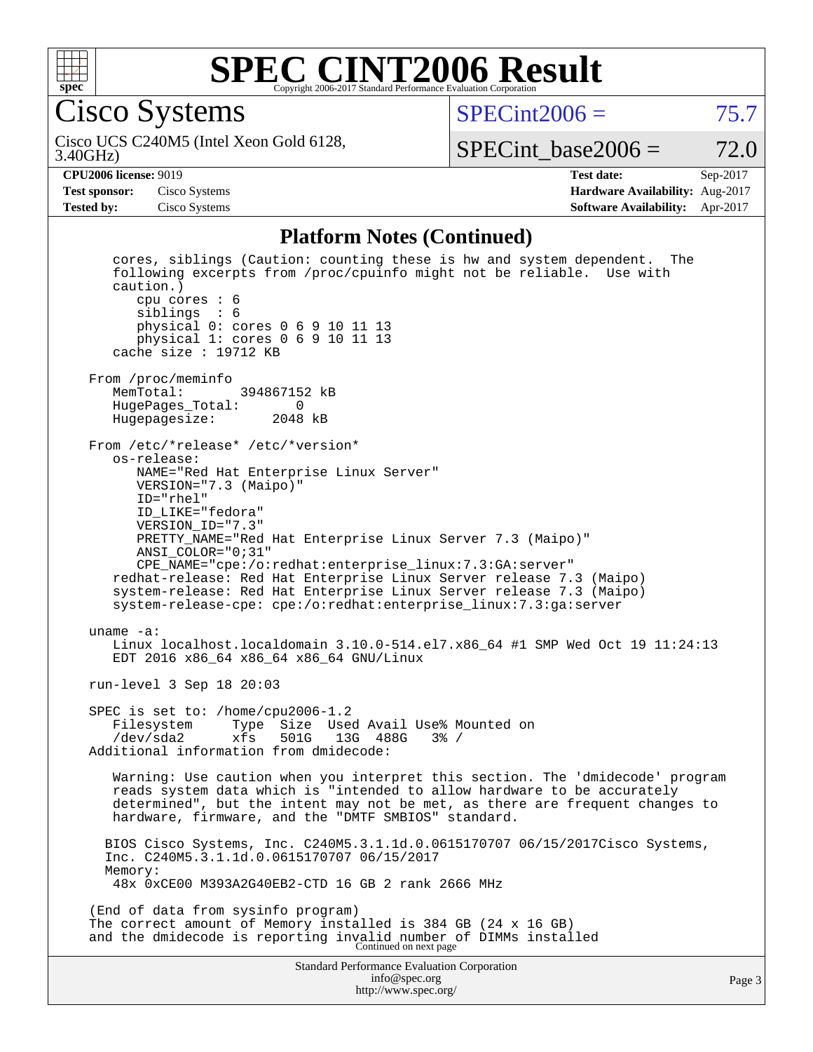# SPEC CINT2006 Result

Copyright 2006-2017 Standard Performance Evaluation Corporation

## Cisco Systems

Cisco UCS C240M5 (Intel Xeon Gold 6128, 3.40GHz)

SPECint2006 = 75.7

SPECint_base2006 = 72.0

| | | | |
|---|---|---|---|
| **CPU2006 license:** 9019 | | **Test date:** | Sep-2017 |
| **Test sponsor:** | Cisco Systems | **Hardware Availability:** | Aug-2017 |
| **Tested by:** | Cisco Systems | **Software Availability:** | Apr-2017 |

### Platform Notes (Continued)

```
   cores, siblings (Caution: counting these is hw and system dependent.  The
   following excerpts from /proc/cpuinfo might not be reliable.  Use with
   caution.)
      cpu cores : 6
      siblings  : 6
      physical 0: cores 0 6 9 10 11 13
      physical 1: cores 0 6 9 10 11 13
   cache size : 19712 KB

From /proc/meminfo
   MemTotal:       394867152 kB
   HugePages_Total:       0
   Hugepagesize:       2048 kB

From /etc/*release* /etc/*version*
   os-release:
      NAME="Red Hat Enterprise Linux Server"
      VERSION="7.3 (Maipo)"
      ID="rhel"
      ID_LIKE="fedora"
      VERSION_ID="7.3"
      PRETTY_NAME="Red Hat Enterprise Linux Server 7.3 (Maipo)"
      ANSI_COLOR="0;31"
      CPE_NAME="cpe:/o:redhat:enterprise_linux:7.3:GA:server"
   redhat-release: Red Hat Enterprise Linux Server release 7.3 (Maipo)
   system-release: Red Hat Enterprise Linux Server release 7.3 (Maipo)
   system-release-cpe: cpe:/o:redhat:enterprise_linux:7.3:ga:server

uname -a:
   Linux localhost.localdomain 3.10.0-514.el7.x86_64 #1 SMP Wed Oct 19 11:24:13
   EDT 2016 x86_64 x86_64 x86_64 GNU/Linux

run-level 3 Sep 18 20:03

SPEC is set to: /home/cpu2006-1.2
   Filesystem     Type  Size  Used Avail Use% Mounted on
   /dev/sda2      xfs   501G   13G  488G   3% /
Additional information from dmidecode:

   Warning: Use caution when you interpret this section. The 'dmidecode' program
   reads system data which is "intended to allow hardware to be accurately
   determined", but the intent may not be met, as there are frequent changes to
   hardware, firmware, and the "DMTF SMBIOS" standard.

  BIOS Cisco Systems, Inc. C240M5.3.1.1d.0.0615170707 06/15/2017Cisco Systems,
  Inc. C240M5.3.1.1d.0.0615170707 06/15/2017
  Memory:
   48x 0xCE00 M393A2G40EB2-CTD 16 GB 2 rank 2666 MHz

(End of data from sysinfo program)
The correct amount of Memory installed is 384 GB (24 x 16 GB)
and the dmidecode is reporting invalid number of DIMMs installed
```

Continued on next page

Standard Performance Evaluation Corporation
info@spec.org
http://www.spec.org/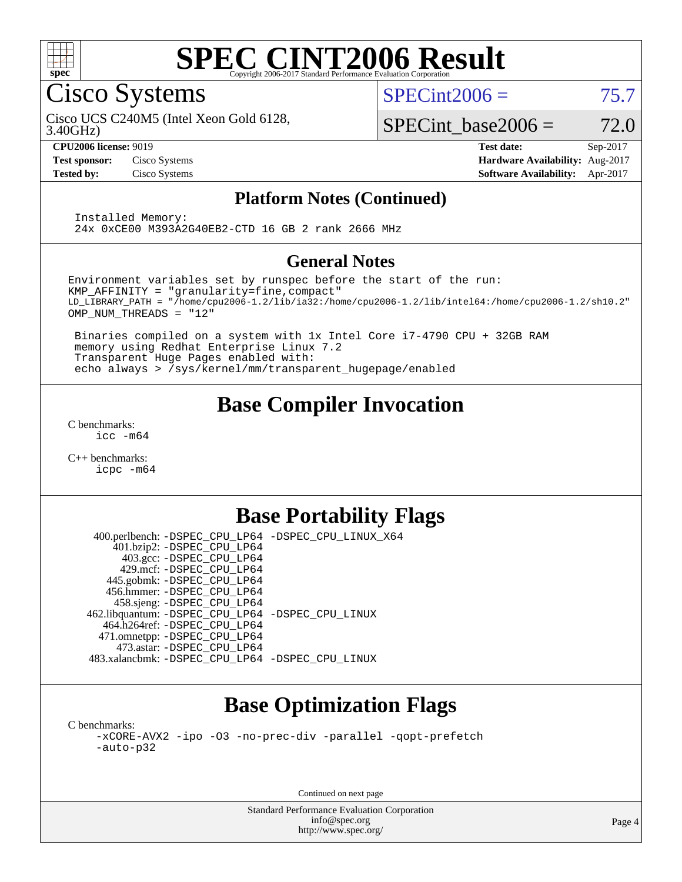# SPEC CINT2006 Result

Copyright 2006-2017 Standard Performance Evaluation Corporation

## Cisco Systems

Cisco UCS C240M5 (Intel Xeon Gold 6128, 3.40GHz)

SPECint2006 = 75.7

SPECint_base2006 = 72.0

| | | | |
|---|---|---|---|
| **CPU2006 license:** | 9019 | **Test date:** | Sep-2017 |
| **Test sponsor:** | Cisco Systems | **Hardware Availability:** | Aug-2017 |
| **Tested by:** | Cisco Systems | **Software Availability:** | Apr-2017 |

### Platform Notes (Continued)

```
Installed Memory:
24x 0xCE00 M393A2G40EB2-CTD 16 GB 2 rank 2666 MHz
```

### General Notes

```
Environment variables set by runspec before the start of the run:
KMP_AFFINITY = "granularity=fine,compact"
LD_LIBRARY_PATH = "/home/cpu2006-1.2/lib/ia32:/home/cpu2006-1.2/lib/intel64:/home/cpu2006-1.2/sh10.2"
OMP_NUM_THREADS = "12"

 Binaries compiled on a system with 1x Intel Core i7-4790 CPU + 32GB RAM
 memory using Redhat Enterprise Linux 7.2
 Transparent Huge Pages enabled with:
 echo always > /sys/kernel/mm/transparent_hugepage/enabled
```

## Base Compiler Invocation

C benchmarks:
```
icc -m64
```

C++ benchmarks:
```
icpc -m64
```

## Base Portability Flags

| Benchmark | Flags |
|---|---|
| 400.perlbench: | -DSPEC_CPU_LP64 -DSPEC_CPU_LINUX_X64 |
| 401.bzip2: | -DSPEC_CPU_LP64 |
| 403.gcc: | -DSPEC_CPU_LP64 |
| 429.mcf: | -DSPEC_CPU_LP64 |
| 445.gobmk: | -DSPEC_CPU_LP64 |
| 456.hmmer: | -DSPEC_CPU_LP64 |
| 458.sjeng: | -DSPEC_CPU_LP64 |
| 462.libquantum: | -DSPEC_CPU_LP64 -DSPEC_CPU_LINUX |
| 464.h264ref: | -DSPEC_CPU_LP64 |
| 471.omnetpp: | -DSPEC_CPU_LP64 |
| 473.astar: | -DSPEC_CPU_LP64 |
| 483.xalancbmk: | -DSPEC_CPU_LP64 -DSPEC_CPU_LINUX |

## Base Optimization Flags

C benchmarks:
```
-xCORE-AVX2 -ipo -O3 -no-prec-div -parallel -qopt-prefetch
-auto-p32
```

Continued on next page

Standard Performance Evaluation Corporation
info@spec.org
http://www.spec.org/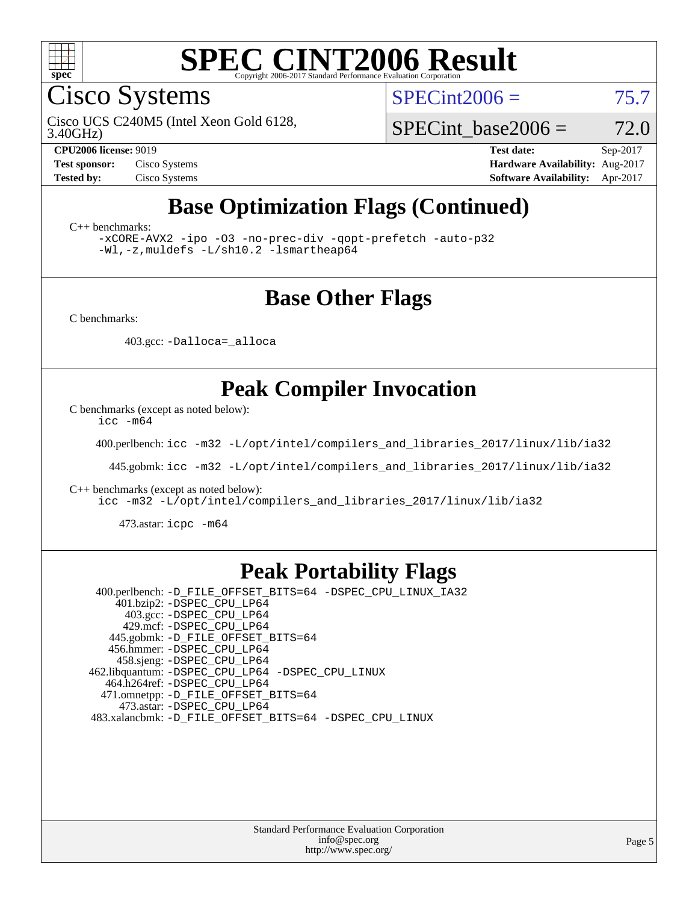# SPEC CINT2006 Result

Copyright 2006-2017 Standard Performance Evaluation Corporation

## Cisco Systems

Cisco UCS C240M5 (Intel Xeon Gold 6128, 3.40GHz)

SPECint2006 = 75.7

SPECint_base2006 = 72.0

| | | | |
|---|---|---|---|
| **CPU2006 license:** 9019 | | **Test date:** | Sep-2017 |
| **Test sponsor:** | Cisco Systems | **Hardware Availability:** | Aug-2017 |
| **Tested by:** | Cisco Systems | **Software Availability:** | Apr-2017 |

## Base Optimization Flags (Continued)

C++ benchmarks:

```
-xCORE-AVX2 -ipo -O3 -no-prec-div -qopt-prefetch -auto-p32
-Wl,-z,muldefs -L/sh10.2 -lsmartheap64
```

## Base Other Flags

C benchmarks:

403.gcc: `-Dalloca=_alloca`

## Peak Compiler Invocation

C benchmarks (except as noted below):

```
icc -m64
```

400.perlbench: `icc -m32 -L/opt/intel/compilers_and_libraries_2017/linux/lib/ia32`

445.gobmk: `icc -m32 -L/opt/intel/compilers_and_libraries_2017/linux/lib/ia32`

C++ benchmarks (except as noted below):

```
icc -m32 -L/opt/intel/compilers_and_libraries_2017/linux/lib/ia32
```

473.astar: `icpc -m64`

## Peak Portability Flags

| Benchmark | Flags |
|---|---|
| 400.perlbench: | -D_FILE_OFFSET_BITS=64 -DSPEC_CPU_LINUX_IA32 |
| 401.bzip2: | -DSPEC_CPU_LP64 |
| 403.gcc: | -DSPEC_CPU_LP64 |
| 429.mcf: | -DSPEC_CPU_LP64 |
| 445.gobmk: | -D_FILE_OFFSET_BITS=64 |
| 456.hmmer: | -DSPEC_CPU_LP64 |
| 458.sjeng: | -DSPEC_CPU_LP64 |
| 462.libquantum: | -DSPEC_CPU_LP64 -DSPEC_CPU_LINUX |
| 464.h264ref: | -DSPEC_CPU_LP64 |
| 471.omnetpp: | -D_FILE_OFFSET_BITS=64 |
| 473.astar: | -DSPEC_CPU_LP64 |
| 483.xalancbmk: | -D_FILE_OFFSET_BITS=64 -DSPEC_CPU_LINUX |

Standard Performance Evaluation Corporation
info@spec.org
http://www.spec.org/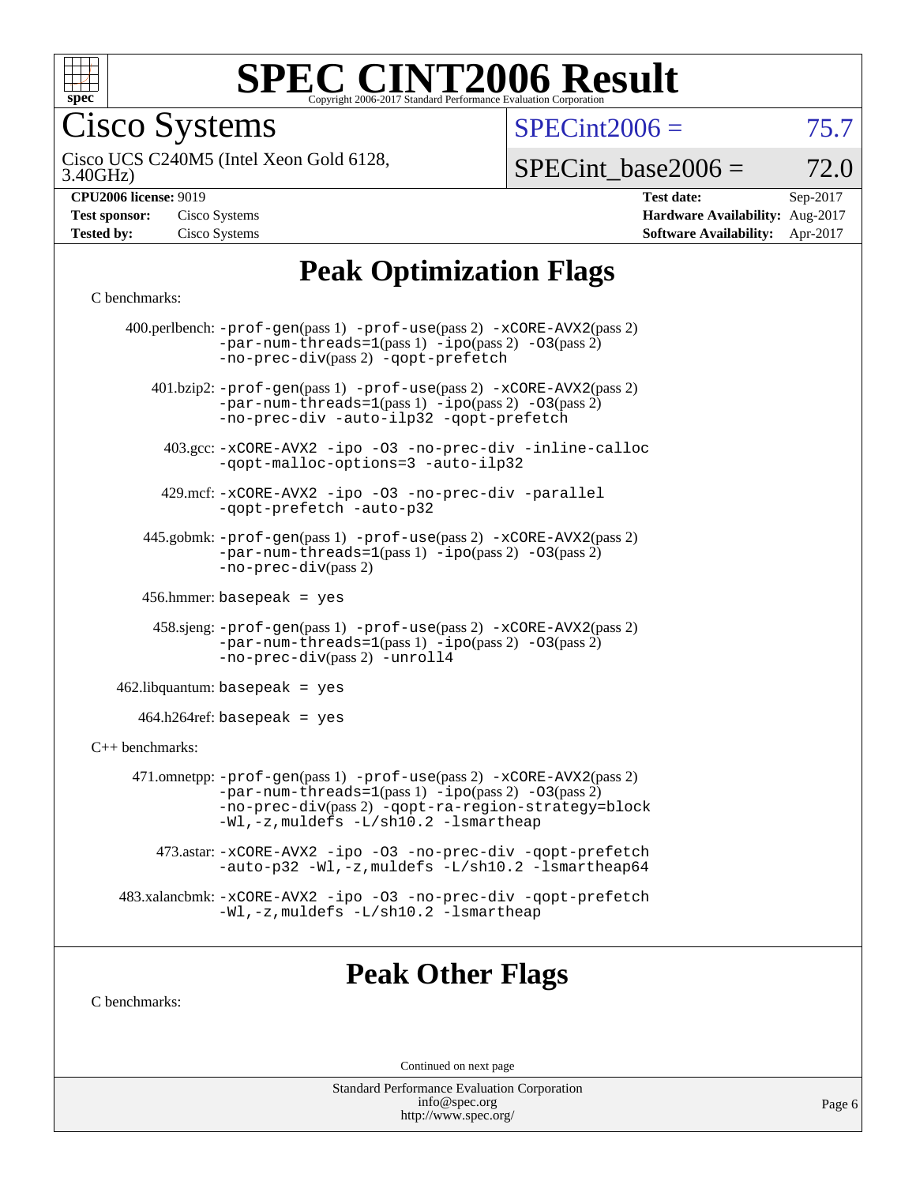# SPEC CINT2006 Result

Copyright 2006-2017 Standard Performance Evaluation Corporation

## Cisco Systems

Cisco UCS C240M5 (Intel Xeon Gold 6128, 3.40GHz)

SPECint2006 = 75.7

SPECint_base2006 = 72.0

**CPU2006 license:** 9019
**Test sponsor:** Cisco Systems
**Tested by:** Cisco Systems

**Test date:** Sep-2017
**Hardware Availability:** Aug-2017
**Software Availability:** Apr-2017

# Peak Optimization Flags

C benchmarks:

400.perlbench: -prof-gen(pass 1) -prof-use(pass 2) -xCORE-AVX2(pass 2) -par-num-threads=1(pass 1) -ipo(pass 2) -O3(pass 2) -no-prec-div(pass 2) -qopt-prefetch

401.bzip2: -prof-gen(pass 1) -prof-use(pass 2) -xCORE-AVX2(pass 2) -par-num-threads=1(pass 1) -ipo(pass 2) -O3(pass 2) -no-prec-div -auto-ilp32 -qopt-prefetch

403.gcc: -xCORE-AVX2 -ipo -O3 -no-prec-div -inline-calloc -qopt-malloc-options=3 -auto-ilp32

429.mcf: -xCORE-AVX2 -ipo -O3 -no-prec-div -parallel -qopt-prefetch -auto-p32

445.gobmk: -prof-gen(pass 1) -prof-use(pass 2) -xCORE-AVX2(pass 2) -par-num-threads=1(pass 1) -ipo(pass 2) -O3(pass 2) -no-prec-div(pass 2)

456.hmmer: basepeak = yes

458.sjeng: -prof-gen(pass 1) -prof-use(pass 2) -xCORE-AVX2(pass 2) -par-num-threads=1(pass 1) -ipo(pass 2) -O3(pass 2) -no-prec-div(pass 2) -unroll4

462.libquantum: basepeak = yes

464.h264ref: basepeak = yes

C++ benchmarks:

471.omnetpp: -prof-gen(pass 1) -prof-use(pass 2) -xCORE-AVX2(pass 2) -par-num-threads=1(pass 1) -ipo(pass 2) -O3(pass 2) -no-prec-div(pass 2) -qopt-ra-region-strategy=block -Wl,-z,muldefs -L/sh10.2 -lsmartheap

473.astar: -xCORE-AVX2 -ipo -O3 -no-prec-div -qopt-prefetch -auto-p32 -Wl,-z,muldefs -L/sh10.2 -lsmartheap64

483.xalancbmk: -xCORE-AVX2 -ipo -O3 -no-prec-div -qopt-prefetch -Wl,-z,muldefs -L/sh10.2 -lsmartheap

# Peak Other Flags

C benchmarks:

Continued on next page

Standard Performance Evaluation Corporation
info@spec.org
http://www.spec.org/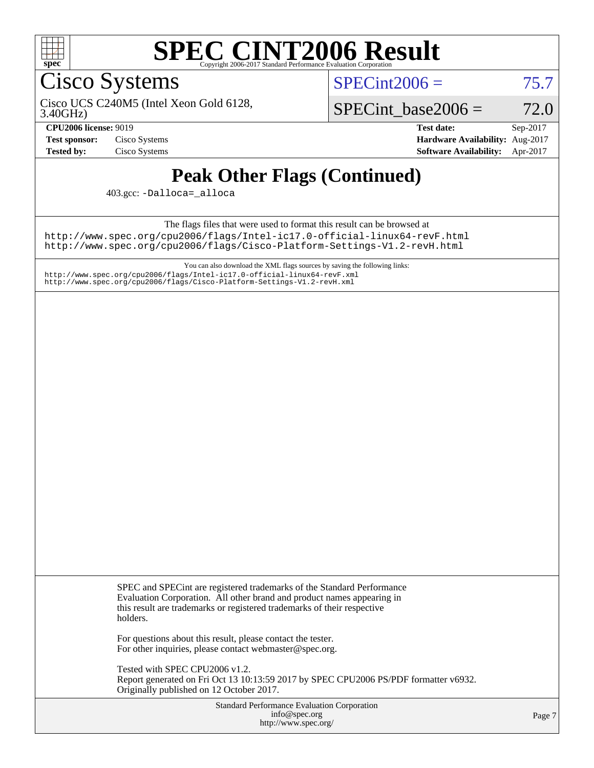# Peak Other Flags (Continued)

403.gcc: -Dalloca=_alloca

The flags files that were used to format this result can be browsed at
http://www.spec.org/cpu2006/flags/Intel-ic17.0-official-linux64-revF.html
http://www.spec.org/cpu2006/flags/Cisco-Platform-Settings-V1.2-revH.html

You can also download the XML flags sources by saving the following links:
http://www.spec.org/cpu2006/flags/Intel-ic17.0-official-linux64-revF.xml
http://www.spec.org/cpu2006/flags/Cisco-Platform-Settings-V1.2-revH.xml

SPEC and SPECint are registered trademarks of the Standard Performance Evaluation Corporation. All other brand and product names appearing in this result are trademarks or registered trademarks of their respective holders.

For questions about this result, please contact the tester.
For other inquiries, please contact webmaster@spec.org.

Tested with SPEC CPU2006 v1.2.
Report generated on Fri Oct 13 10:13:59 2017 by SPEC CPU2006 PS/PDF formatter v6932.
Originally published on 12 October 2017.